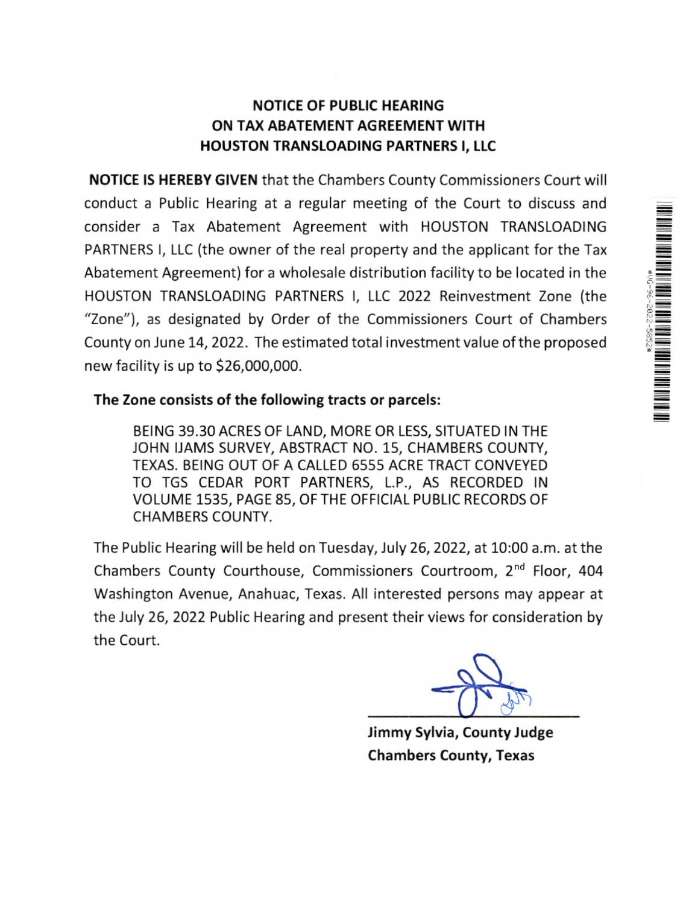# NOTICE OF PUBLIC HEARING ON TAX ABATEMENT AGREEMENT WITH HOUSTON TRANSLOADING PARTNERS I, LLC

**NOTICE IS HEREBY GIVEN** that the Chambers County Commissioners Court will conduct a Public Hearing at a regular meeting of the Court to discuss and consider a Tax Abatement Agreement with HOUSTON TRANSLOADING PARTNERS I, LLC (the owner of the real property and the applicant for the Tax Abatement Agreement) for a wholesale distribution facility to be located in the HOUSTON TRANSLOADING PARTNERS I, LLC 2022 Reinvestment Zone (the "Zone"), as designated by Order of the Commissioners Court of Chambers County on June 14, 2022. The estimated total investment value of the proposed new facility is up to $26,000,000.

**The Zone consists of the following tracts or parcels:**

BEING 39.30 ACRES OF LAND, MORE OR LESS, SITUATED IN THE JOHN IJAMS SURVEY, ABSTRACT NO. 15, CHAMBERS COUNTY, TEXAS. BEING OUT OF A CALLED 6555 ACRE TRACT CONVEYED TO TGS CEDAR PORT PARTNERS, L.P., AS RECORDED IN VOLUME 1535, PAGE 85, OF THE OFFICIAL PUBLIC RECORDS OF CHAMBERS COUNTY.

The Public Hearing will be held on Tuesday, July 26, 2022, at 10:00 a.m. at the Chambers County Courthouse, Commissioners Courtroom, 2nd Floor, 404 Washington Avenue, Anahuac, Texas. All interested persons may appear at the July 26, 2022 Public Hearing and present their views for consideration by the Court.

**Jimmy Sylvia, County Judge**
**Chambers County, Texas**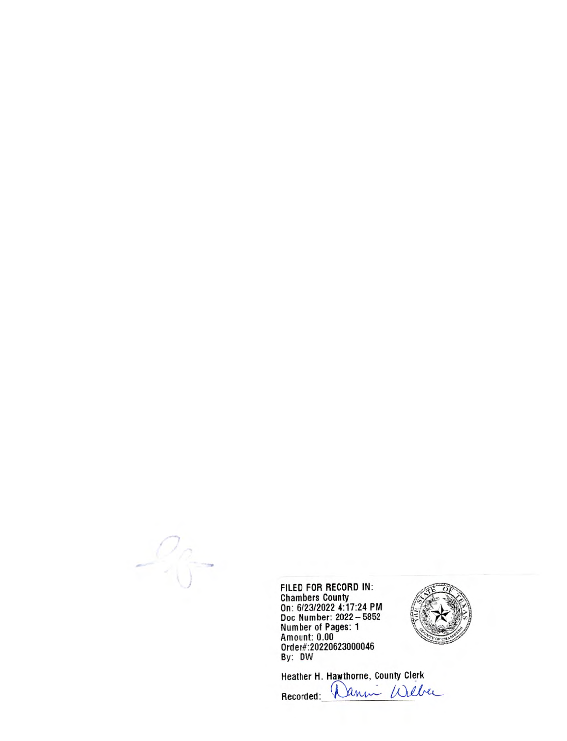FILED FOR RECORD IN:
Chambers County
On: 6/23/2022 4:17:24 PM
Doc Number: 2022 – 5852
Number of Pages: 1
Amount: 0.00
Order#:20220623000046
By: DW

Heather H. Hawthorne, County Clerk

Recorded: Danni Wilber